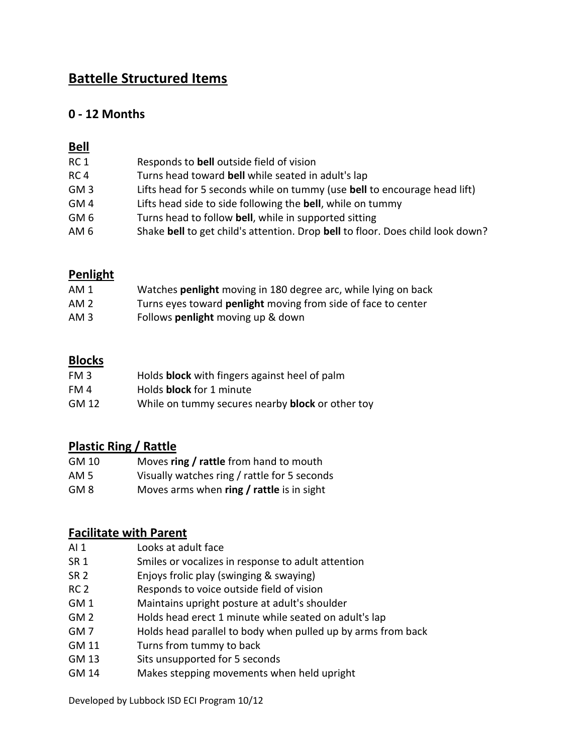# Battelle Structured Items

## 0 - 12 Months

### Bell

| | |
|---|---|
| RC 1 | Responds to **bell** outside field of vision |
| RC 4 | Turns head toward **bell** while seated in adult's lap |
| GM 3 | Lifts head for 5 seconds while on tummy (use **bell** to encourage head lift) |
| GM 4 | Lifts head side to side following the **bell**, while on tummy |
| GM 6 | Turns head to follow **bell**, while in supported sitting |
| AM 6 | Shake **bell** to get child's attention. Drop **bell** to floor. Does child look down? |

### Penlight

| | |
|---|---|
| AM 1 | Watches **penlight** moving in 180 degree arc, while lying on back |
| AM 2 | Turns eyes toward **penlight** moving from side of face to center |
| AM 3 | Follows **penlight** moving up & down |

### Blocks

| | |
|---|---|
| FM 3 | Holds **block** with fingers against heel of palm |
| FM 4 | Holds **block** for 1 minute |
| GM 12 | While on tummy secures nearby **block** or other toy |

### Plastic Ring / Rattle

| | |
|---|---|
| GM 10 | Moves **ring / rattle** from hand to mouth |
| AM 5 | Visually watches ring / rattle for 5 seconds |
| GM 8 | Moves arms when **ring / rattle** is in sight |

### Facilitate with Parent

| | |
|---|---|
| AI 1 | Looks at adult face |
| SR 1 | Smiles or vocalizes in response to adult attention |
| SR 2 | Enjoys frolic play (swinging & swaying) |
| RC 2 | Responds to voice outside field of vision |
| GM 1 | Maintains upright posture at adult's shoulder |
| GM 2 | Holds head erect 1 minute while seated on adult's lap |
| GM 7 | Holds head parallel to body when pulled up by arms from back |
| GM 11 | Turns from tummy to back |
| GM 13 | Sits unsupported for 5 seconds |
| GM 14 | Makes stepping movements when held upright |

Developed by Lubbock ISD ECI Program 10/12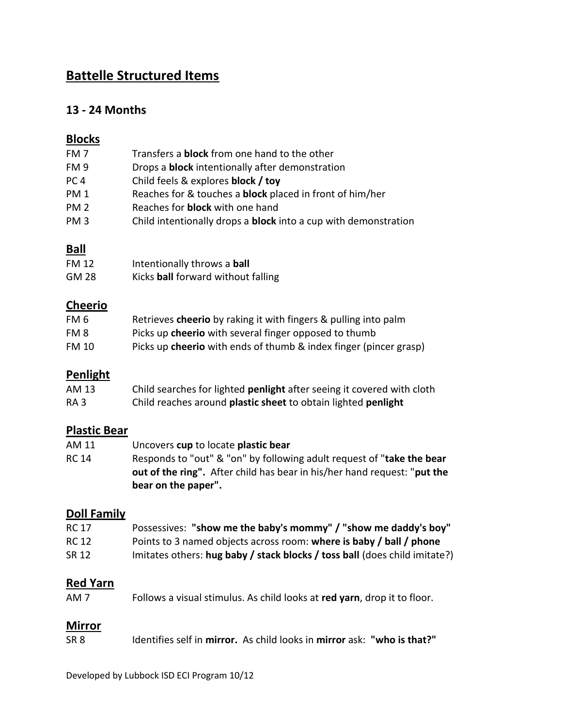# Battelle Structured Items

## 13 - 24 Months

### Blocks

| | |
|---|---|
| FM 7 | Transfers a **block** from one hand to the other |
| FM 9 | Drops a **block** intentionally after demonstration |
| PC 4 | Child feels & explores **block / toy** |
| PM 1 | Reaches for & touches a **block** placed in front of him/her |
| PM 2 | Reaches for **block** with one hand |
| PM 3 | Child intentionally drops a **block** into a cup with demonstration |

### Ball

| | |
|---|---|
| FM 12 | Intentionally throws a **ball** |
| GM 28 | Kicks **ball** forward without falling |

### Cheerio

| | |
|---|---|
| FM 6 | Retrieves **cheerio** by raking it with fingers & pulling into palm |
| FM 8 | Picks up **cheerio** with several finger opposed to thumb |
| FM 10 | Picks up **cheerio** with ends of thumb & index finger (pincer grasp) |

### Penlight

| | |
|---|---|
| AM 13 | Child searches for lighted **penlight** after seeing it covered with cloth |
| RA 3 | Child reaches around **plastic sheet** to obtain lighted **penlight** |

### Plastic Bear

| | |
|---|---|
| AM 11 | Uncovers **cup** to locate **plastic bear** |
| RC 14 | Responds to "out" & "on" by following adult request of "**take the bear out of the ring".** After child has bear in his/her hand request: "**put the bear on the paper".** |

### Doll Family

| | |
|---|---|
| RC 17 | Possessives: **"show me the baby's mommy" / "show me daddy's boy"** |
| RC 12 | Points to 3 named objects across room: **where is baby / ball / phone** |
| SR 12 | Imitates others: **hug baby / stack blocks / toss ball** (does child imitate?) |

### Red Yarn

| | |
|---|---|
| AM 7 | Follows a visual stimulus. As child looks at **red yarn**, drop it to floor. |

### Mirror

| | |
|---|---|
| SR 8 | Identifies self in **mirror.** As child looks in **mirror** ask: **"who is that?"** |

Developed by Lubbock ISD ECI Program 10/12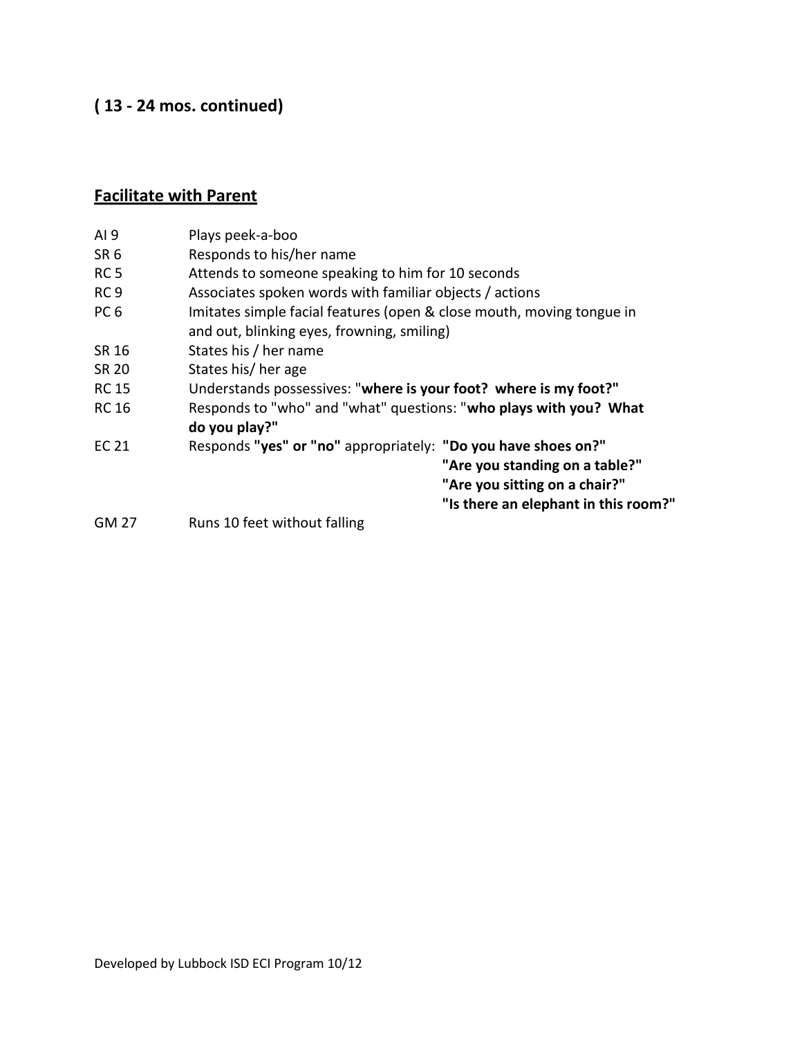## ( 13 - 24 mos. continued)

### Facilitate with Parent

| | |
|---|---|
| AI 9 | Plays peek-a-boo |
| SR 6 | Responds to his/her name |
| RC 5 | Attends to someone speaking to him for 10 seconds |
| RC 9 | Associates spoken words with familiar objects / actions |
| PC 6 | Imitates simple facial features (open & close mouth, moving tongue in and out, blinking eyes, frowning, smiling) |
| SR 16 | States his / her name |
| SR 20 | States his/ her age |
| RC 15 | Understands possessives: "**where is your foot? where is my foot?"** |
| RC 16 | Responds to "who" and "what" questions: "**who plays with you? What do you play?"** |
| EC 21 | Responds **"yes" or "no"** appropriately: **"Do you have shoes on?" "Are you standing on a table?" "Are you sitting on a chair?" "Is there an elephant in this room?"** |
| GM 27 | Runs 10 feet without falling |

Developed by Lubbock ISD ECI Program 10/12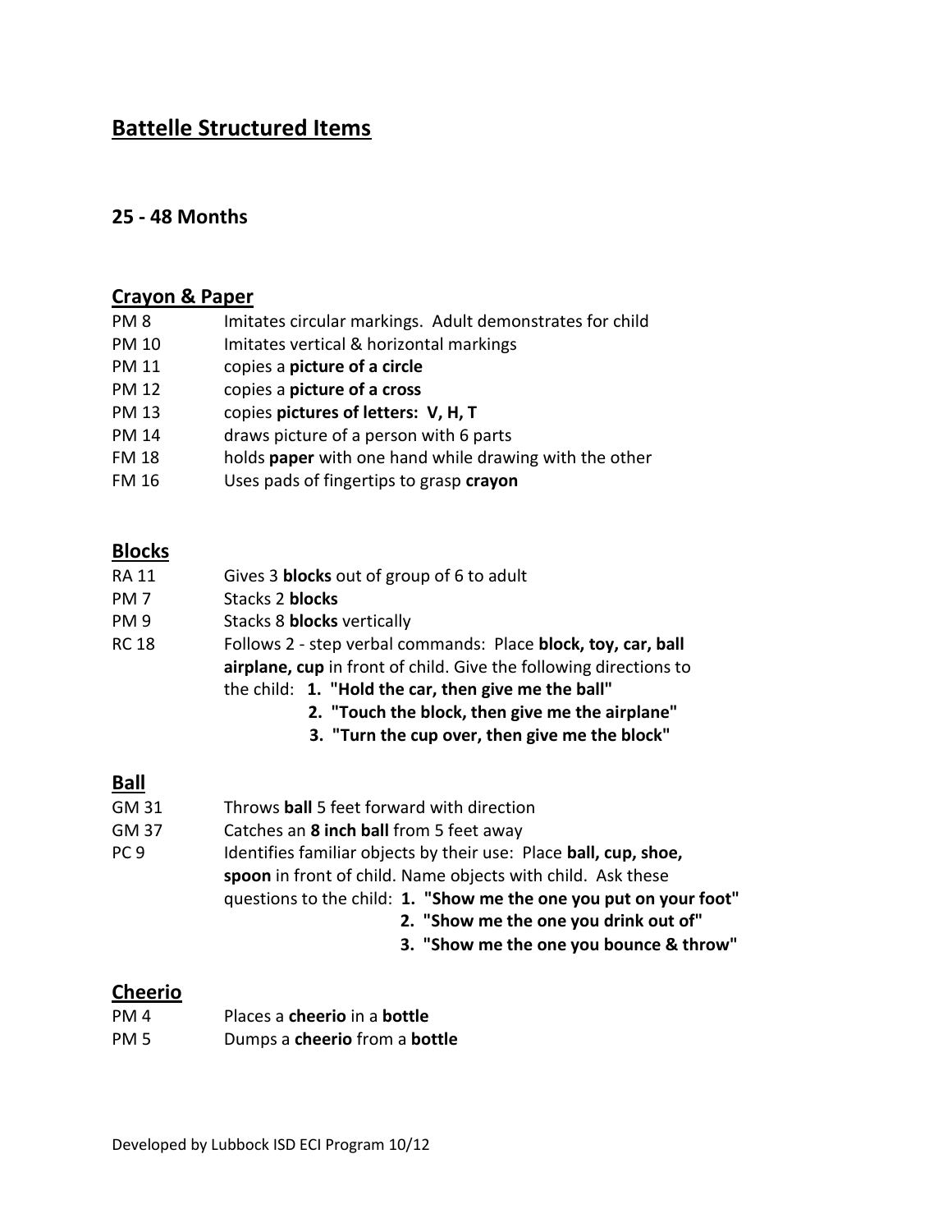# Battelle Structured Items

### 25 - 48 Months

## Crayon & Paper

| | |
|---|---|
| PM 8 | Imitates circular markings. Adult demonstrates for child |
| PM 10 | Imitates vertical & horizontal markings |
| PM 11 | copies a **picture of a circle** |
| PM 12 | copies a **picture of a cross** |
| PM 13 | copies **pictures of letters: V, H, T** |
| PM 14 | draws picture of a person with 6 parts |
| FM 18 | holds **paper** with one hand while drawing with the other |
| FM 16 | Uses pads of fingertips to grasp **crayon** |

## Blocks

| | |
|---|---|
| RA 11 | Gives 3 **blocks** out of group of 6 to adult |
| PM 7 | Stacks 2 **blocks** |
| PM 9 | Stacks 8 **blocks** vertically |
| RC 18 | Follows 2 - step verbal commands: Place **block, toy, car, ball airplane, cup** in front of child. Give the following directions to the child: **1. "Hold the car, then give me the ball"** **2. "Touch the block, then give me the airplane"** **3. "Turn the cup over, then give me the block"** |

## Ball

| | |
|---|---|
| GM 31 | Throws **ball** 5 feet forward with direction |
| GM 37 | Catches an **8 inch ball** from 5 feet away |
| PC 9 | Identifies familiar objects by their use: Place **ball, cup, shoe, spoon** in front of child. Name objects with child. Ask these questions to the child: **1. "Show me the one you put on your foot"** **2. "Show me the one you drink out of"** **3. "Show me the one you bounce & throw"** |

## Cheerio

| | |
|---|---|
| PM 4 | Places a **cheerio** in a **bottle** |
| PM 5 | Dumps a **cheerio** from a **bottle** |

Developed by Lubbock ISD ECI Program 10/12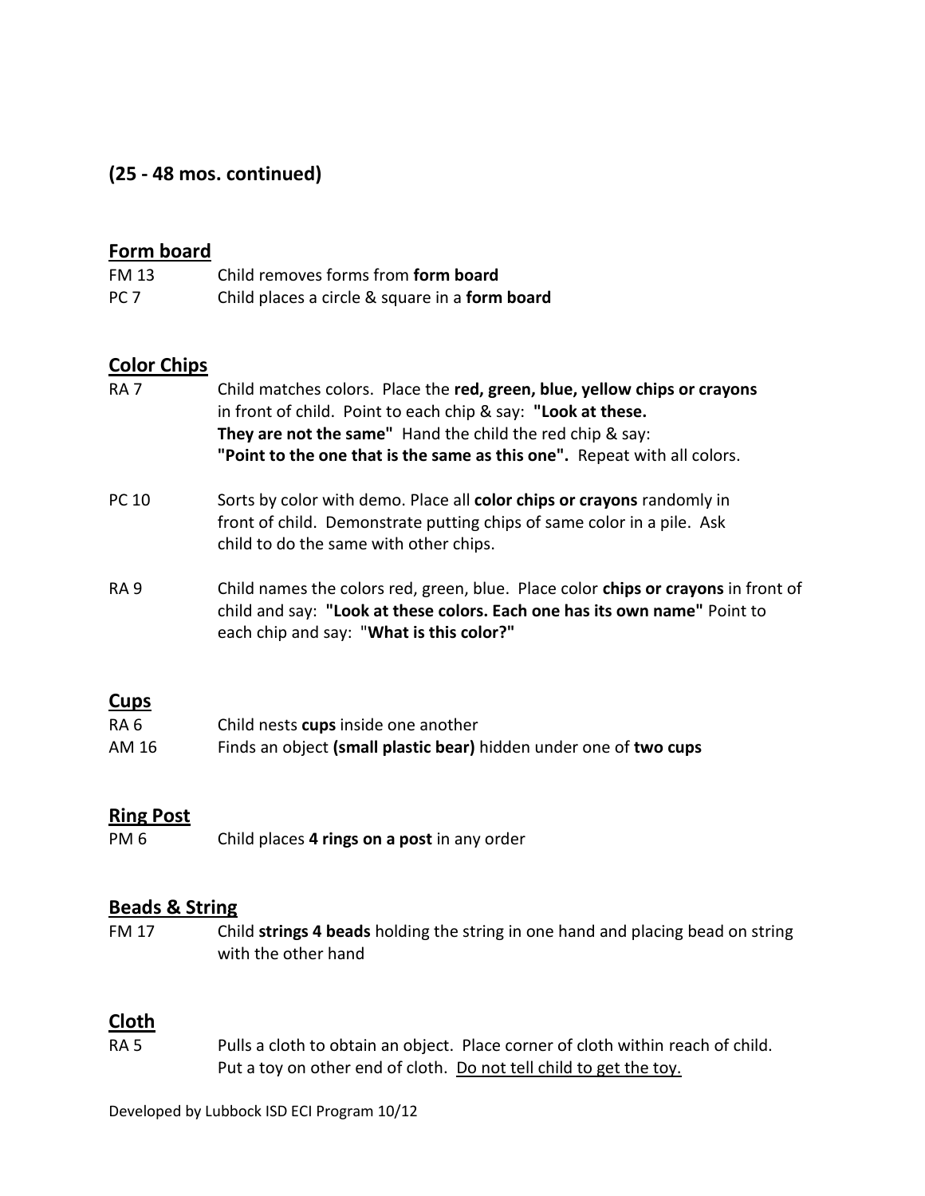## (25 - 48 mos. continued)

### Form board

| | |
|---|---|
| FM 13 | Child removes forms from **form board** |
| PC 7 | Child places a circle & square in a **form board** |

### Color Chips

| | |
|---|---|
| RA 7 | Child matches colors. Place the **red, green, blue, yellow chips or crayons** in front of child. Point to each chip & say: **"Look at these. They are not the same"** Hand the child the red chip & say: **"Point to the one that is the same as this one".** Repeat with all colors. |
| PC 10 | Sorts by color with demo. Place all **color chips or crayons** randomly in front of child. Demonstrate putting chips of same color in a pile. Ask child to do the same with other chips. |
| RA 9 | Child names the colors red, green, blue. Place color **chips or crayons** in front of child and say: **"Look at these colors. Each one has its own name"** Point to each chip and say: "**What is this color?"** |

### Cups

| | |
|---|---|
| RA 6 | Child nests **cups** inside one another |
| AM 16 | Finds an object **(small plastic bear)** hidden under one of **two cups** |

### Ring Post

| | |
|---|---|
| PM 6 | Child places **4 rings on a post** in any order |

### Beads & String

| | |
|---|---|
| FM 17 | Child **strings 4 beads** holding the string in one hand and placing bead on string with the other hand |

### Cloth

| | |
|---|---|
| RA 5 | Pulls a cloth to obtain an object. Place corner of cloth within reach of child. Put a toy on other end of cloth. <u>Do not tell child to get the toy.</u> |

Developed by Lubbock ISD ECI Program 10/12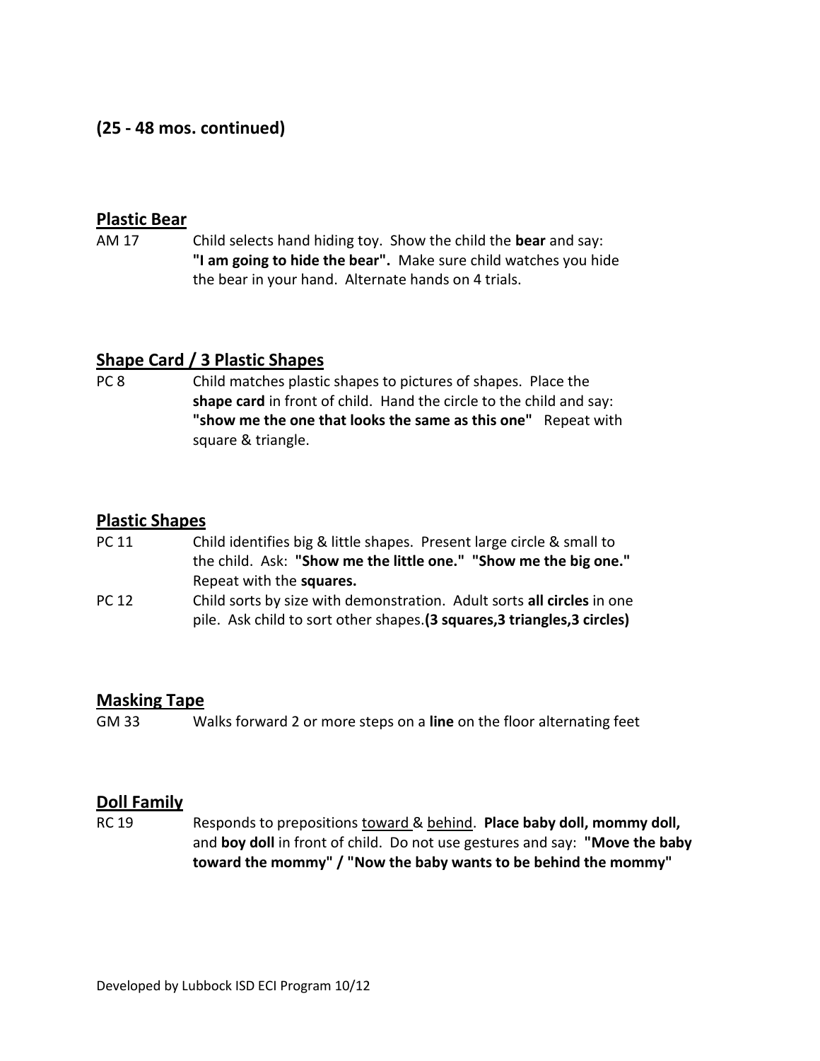**(25 - 48 mos. continued)**

**Plastic Bear**

AM 17 — Child selects hand hiding toy. Show the child the **bear** and say: **"I am going to hide the bear".** Make sure child watches you hide the bear in your hand. Alternate hands on 4 trials.

**Shape Card / 3 Plastic Shapes**

PC 8 — Child matches plastic shapes to pictures of shapes. Place the **shape card** in front of child. Hand the circle to the child and say: **"show me the one that looks the same as this one"** Repeat with square & triangle.

**Plastic Shapes**

PC 11 — Child identifies big & little shapes. Present large circle & small to the child. Ask: **"Show me the little one." "Show me the big one."** Repeat with the **squares.**

PC 12 — Child sorts by size with demonstration. Adult sorts **all circles** in one pile. Ask child to sort other shapes.**(3 squares,3 triangles,3 circles)**

**Masking Tape**

GM 33 — Walks forward 2 or more steps on a **line** on the floor alternating feet

**Doll Family**

RC 19 — Responds to prepositions toward & behind. **Place baby doll, mommy doll,** and **boy doll** in front of child. Do not use gestures and say: **"Move the baby toward the mommy" / "Now the baby wants to be behind the mommy"**

Developed by Lubbock ISD ECI Program 10/12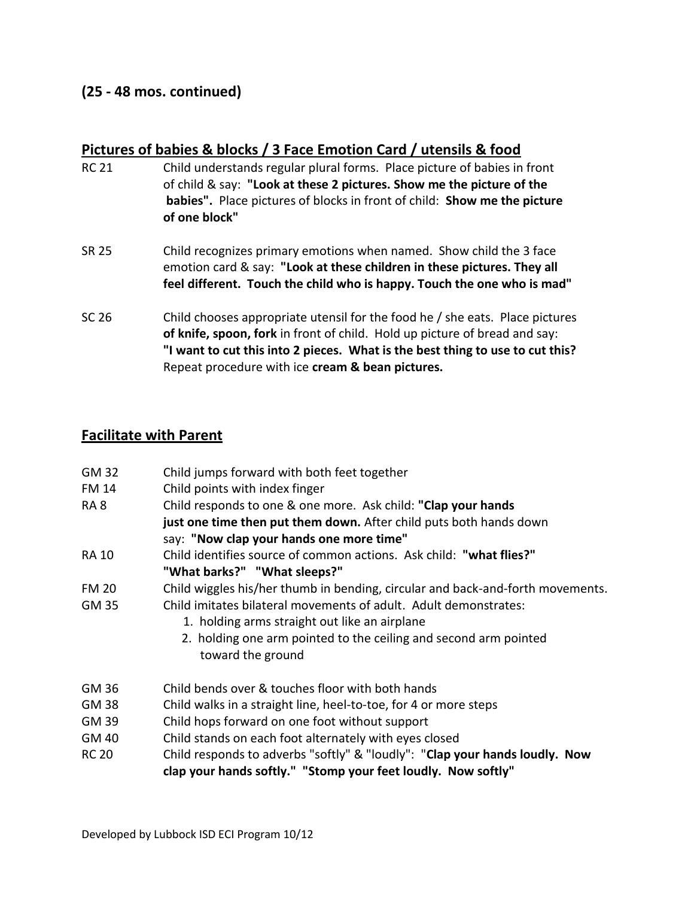## (25 - 48 mos. continued)

### Pictures of babies & blocks / 3 Face Emotion Card / utensils & food

RC 21 — Child understands regular plural forms. Place picture of babies in front of child & say: **"Look at these 2 pictures. Show me the picture of the babies".** Place pictures of blocks in front of child: **Show me the picture of one block"**

SR 25 — Child recognizes primary emotions when named. Show child the 3 face emotion card & say: **"Look at these children in these pictures. They all feel different. Touch the child who is happy. Touch the one who is mad"**

SC 26 — Child chooses appropriate utensil for the food he / she eats. Place pictures **of knife, spoon, fork** in front of child. Hold up picture of bread and say: **"I want to cut this into 2 pieces. What is the best thing to use to cut this?** Repeat procedure with ice **cream & bean pictures.**

### Facilitate with Parent

GM 32 — Child jumps forward with both feet together

FM 14 — Child points with index finger

RA 8 — Child responds to one & one more. Ask child: **"Clap your hands just one time then put them down.** After child puts both hands down say: **"Now clap your hands one more time"**

RA 10 — Child identifies source of common actions. Ask child: **"what flies?" "What barks?" "What sleeps?"**

FM 20 — Child wiggles his/her thumb in bending, circular and back-and-forth movements.

GM 35 — Child imitates bilateral movements of adult. Adult demonstrates:
1. holding arms straight out like an airplane
2. holding one arm pointed to the ceiling and second arm pointed toward the ground

GM 36 — Child bends over & touches floor with both hands

GM 38 — Child walks in a straight line, heel-to-toe, for 4 or more steps

GM 39 — Child hops forward on one foot without support

GM 40 — Child stands on each foot alternately with eyes closed

RC 20 — Child responds to adverbs "softly" & "loudly": "**Clap your hands loudly. Now clap your hands softly." "Stomp your feet loudly. Now softly"**

Developed by Lubbock ISD ECI Program 10/12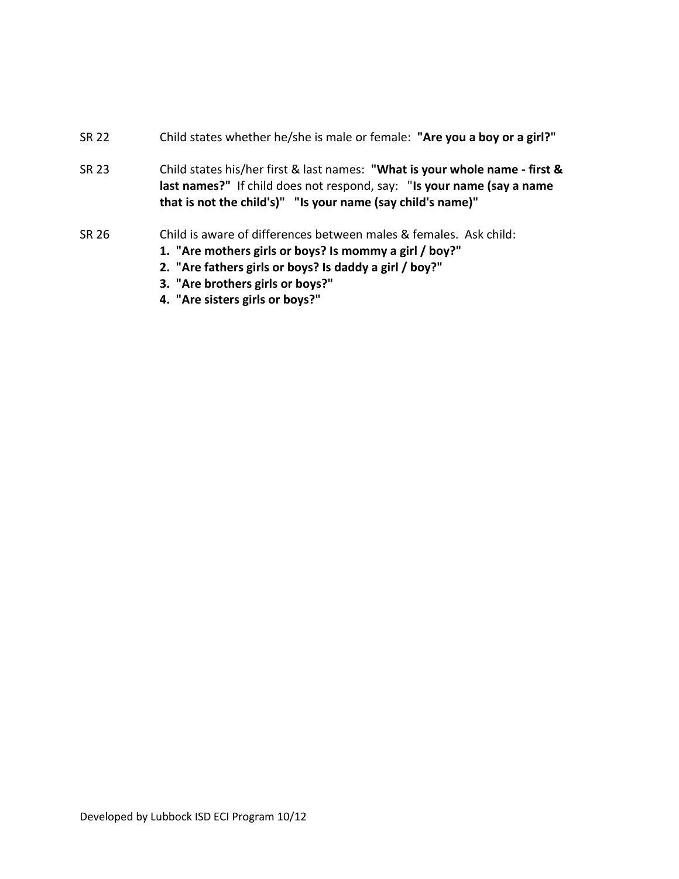SR 22 Child states whether he/she is male or female: **"Are you a boy or a girl?"**

SR 23 Child states his/her first & last names: **"What is your whole name - first & last names?"** If child does not respond, say: "**Is your name (say a name that is not the child's)" "Is your name (say child's name)"**

SR 26 Child is aware of differences between males & females. Ask child:

1. **"Are mothers girls or boys? Is mommy a girl / boy?"**
2. **"Are fathers girls or boys? Is daddy a girl / boy?"**
3. **"Are brothers girls or boys?"**
4. **"Are sisters girls or boys?"**

Developed by Lubbock ISD ECI Program 10/12